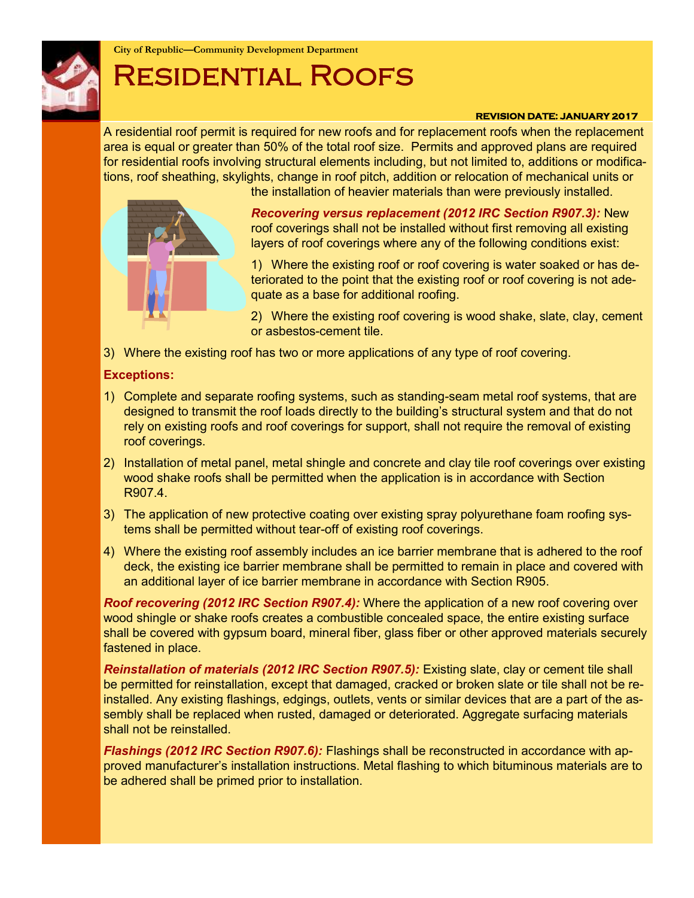City of Republic—Community Development Department

# Residential Roofs

**REVISION DATE: JANUARY 2017**

A residential roof permit is required for new roofs and for replacement roofs when the replacement area is equal or greater than 50% of the total roof size. Permits and approved plans are required for residential roofs involving structural elements including, but not limited to, additions or modifications, roof sheathing, skylights, change in roof pitch, addition or relocation of mechanical units or the installation of heavier materials than were previously installed.

***Recovering versus replacement (2012 IRC Section R907.3):*** New roof coverings shall not be installed without first removing all existing layers of roof coverings where any of the following conditions exist:

1) Where the existing roof or roof covering is water soaked or has deteriorated to the point that the existing roof or roof covering is not adequate as a base for additional roofing.

2) Where the existing roof covering is wood shake, slate, clay, cement or asbestos-cement tile.

3) Where the existing roof has two or more applications of any type of roof covering.

**Exceptions:**

1) Complete and separate roofing systems, such as standing-seam metal roof systems, that are designed to transmit the roof loads directly to the building's structural system and that do not rely on existing roofs and roof coverings for support, shall not require the removal of existing roof coverings.

2) Installation of metal panel, metal shingle and concrete and clay tile roof coverings over existing wood shake roofs shall be permitted when the application is in accordance with Section R907.4.

3) The application of new protective coating over existing spray polyurethane foam roofing systems shall be permitted without tear-off of existing roof coverings.

4) Where the existing roof assembly includes an ice barrier membrane that is adhered to the roof deck, the existing ice barrier membrane shall be permitted to remain in place and covered with an additional layer of ice barrier membrane in accordance with Section R905.

***Roof recovering (2012 IRC Section R907.4):*** Where the application of a new roof covering over wood shingle or shake roofs creates a combustible concealed space, the entire existing surface shall be covered with gypsum board, mineral fiber, glass fiber or other approved materials securely fastened in place.

***Reinstallation of materials (2012 IRC Section R907.5):*** Existing slate, clay or cement tile shall be permitted for reinstallation, except that damaged, cracked or broken slate or tile shall not be reinstalled. Any existing flashings, edgings, outlets, vents or similar devices that are a part of the assembly shall be replaced when rusted, damaged or deteriorated. Aggregate surfacing materials shall not be reinstalled.

***Flashings (2012 IRC Section R907.6):*** Flashings shall be reconstructed in accordance with approved manufacturer's installation instructions. Metal flashing to which bituminous materials are to be adhered shall be primed prior to installation.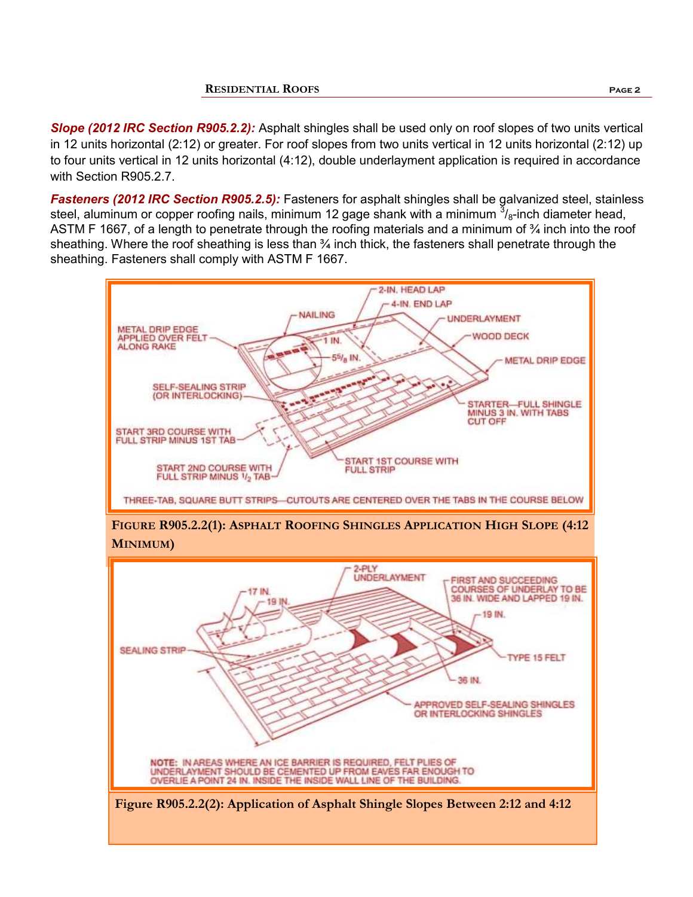***Slope (2012 IRC Section R905.2.2):*** Asphalt shingles shall be used only on roof slopes of two units vertical in 12 units horizontal (2:12) or greater. For roof slopes from two units vertical in 12 units horizontal (2:12) up to four units vertical in 12 units horizontal (4:12), double underlayment application is required in accordance with Section R905.2.7.

***Fasteners (2012 IRC Section R905.2.5):*** Fasteners for asphalt shingles shall be galvanized steel, stainless steel, aluminum or copper roofing nails, minimum 12 gage shank with a minimum $^3/_8$-inch diameter head, ASTM F 1667, of a length to penetrate through the roofing materials and a minimum of ¾ inch into the roof sheathing. Where the roof sheathing is less than ¾ inch thick, the fasteners shall penetrate through the sheathing. Fasteners shall comply with ASTM F 1667.

**Figure R905.2.2(1): Asphalt Roofing Shingles Application High Slope (4:12 Minimum)**

**Figure R905.2.2(2): Application of Asphalt Shingle Slopes Between 2:12 and 4:12**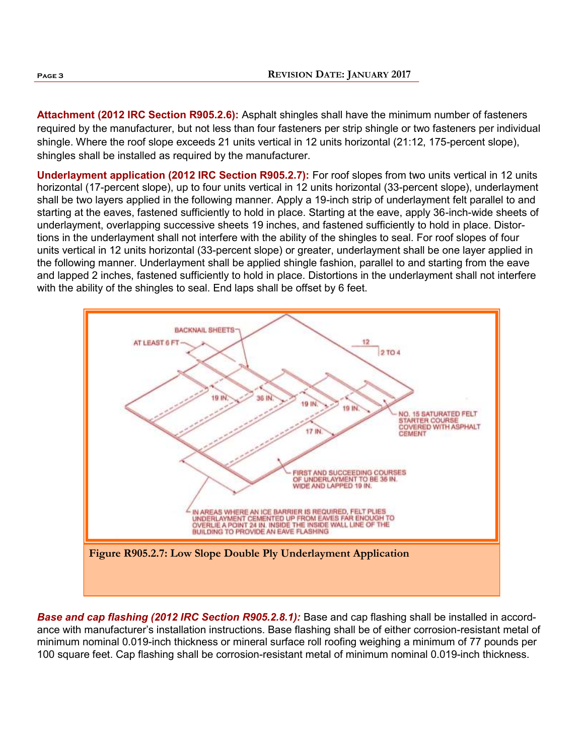**Attachment (2012 IRC Section R905.2.6):** Asphalt shingles shall have the minimum number of fasteners required by the manufacturer, but not less than four fasteners per strip shingle or two fasteners per individual shingle. Where the roof slope exceeds 21 units vertical in 12 units horizontal (21:12, 175-percent slope), shingles shall be installed as required by the manufacturer.

**Underlayment application (2012 IRC Section R905.2.7):** For roof slopes from two units vertical in 12 units horizontal (17-percent slope), up to four units vertical in 12 units horizontal (33-percent slope), underlayment shall be two layers applied in the following manner. Apply a 19-inch strip of underlayment felt parallel to and starting at the eaves, fastened sufficiently to hold in place. Starting at the eave, apply 36-inch-wide sheets of underlayment, overlapping successive sheets 19 inches, and fastened sufficiently to hold in place. Distortions in the underlayment shall not interfere with the ability of the shingles to seal. For roof slopes of four units vertical in 12 units horizontal (33-percent slope) or greater, underlayment shall be one layer applied in the following manner. Underlayment shall be applied shingle fashion, parallel to and starting from the eave and lapped 2 inches, fastened sufficiently to hold in place. Distortions in the underlayment shall not interfere with the ability of the shingles to seal. End laps shall be offset by 6 feet.

**Figure R905.2.7: Low Slope Double Ply Underlayment Application**

***Base and cap flashing (2012 IRC Section R905.2.8.1):*** Base and cap flashing shall be installed in accordance with manufacturer's installation instructions. Base flashing shall be of either corrosion-resistant metal of minimum nominal 0.019-inch thickness or mineral surface roll roofing weighing a minimum of 77 pounds per 100 square feet. Cap flashing shall be corrosion-resistant metal of minimum nominal 0.019-inch thickness.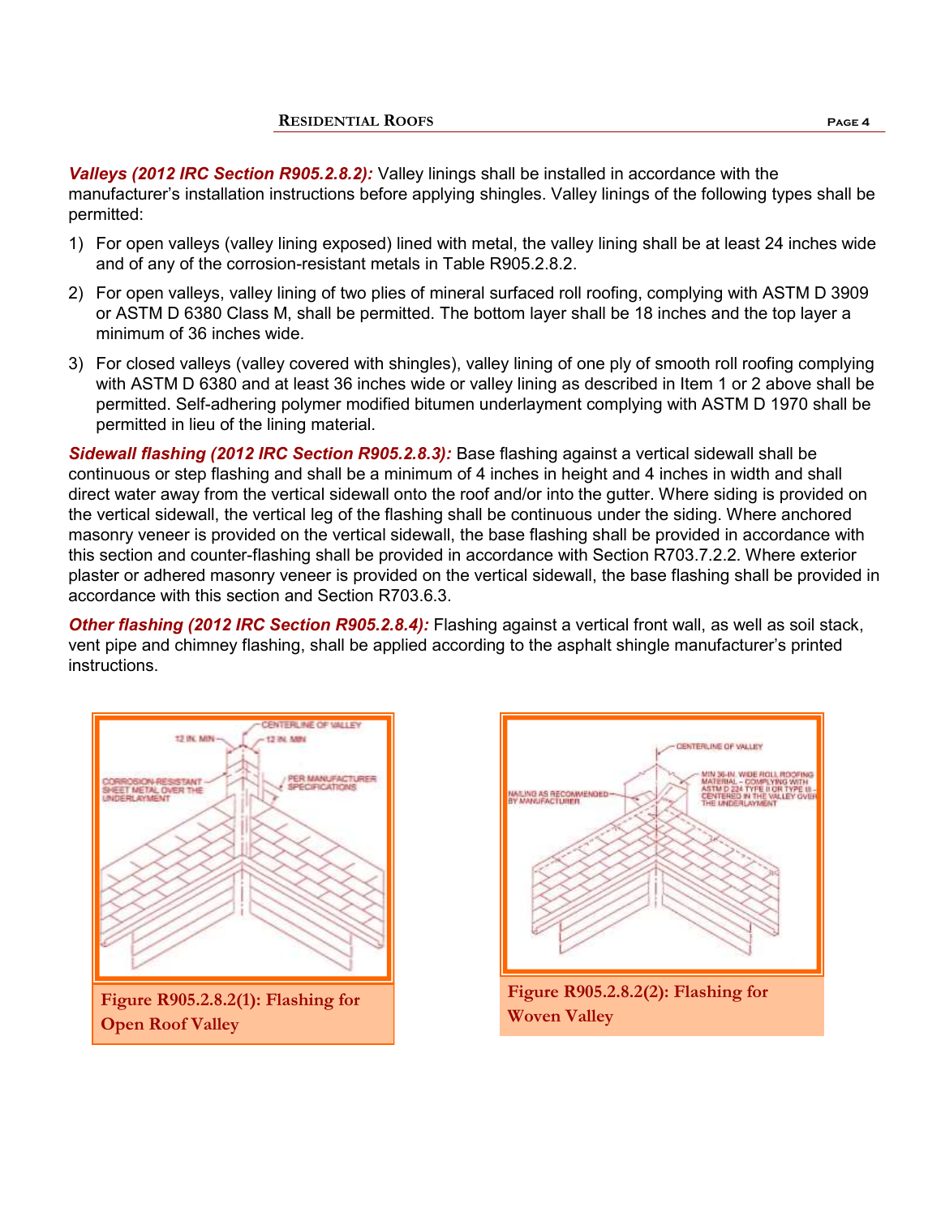***Valleys (2012 IRC Section R905.2.8.2):*** Valley linings shall be installed in accordance with the manufacturer's installation instructions before applying shingles. Valley linings of the following types shall be permitted:

1) For open valleys (valley lining exposed) lined with metal, the valley lining shall be at least 24 inches wide and of any of the corrosion-resistant metals in Table R905.2.8.2.
2) For open valleys, valley lining of two plies of mineral surfaced roll roofing, complying with ASTM D 3909 or ASTM D 6380 Class M, shall be permitted. The bottom layer shall be 18 inches and the top layer a minimum of 36 inches wide.
3) For closed valleys (valley covered with shingles), valley lining of one ply of smooth roll roofing complying with ASTM D 6380 and at least 36 inches wide or valley lining as described in Item 1 or 2 above shall be permitted. Self-adhering polymer modified bitumen underlayment complying with ASTM D 1970 shall be permitted in lieu of the lining material.

***Sidewall flashing (2012 IRC Section R905.2.8.3):*** Base flashing against a vertical sidewall shall be continuous or step flashing and shall be a minimum of 4 inches in height and 4 inches in width and shall direct water away from the vertical sidewall onto the roof and/or into the gutter. Where siding is provided on the vertical sidewall, the vertical leg of the flashing shall be continuous under the siding. Where anchored masonry veneer is provided on the vertical sidewall, the base flashing shall be provided in accordance with this section and counter-flashing shall be provided in accordance with Section R703.7.2.2. Where exterior plaster or adhered masonry veneer is provided on the vertical sidewall, the base flashing shall be provided in accordance with this section and Section R703.6.3.

***Other flashing (2012 IRC Section R905.2.8.4):*** Flashing against a vertical front wall, as well as soil stack, vent pipe and chimney flashing, shall be applied according to the asphalt shingle manufacturer's printed instructions.

12 IN. MIN — CENTERLINE OF VALLEY — 12 IN. MIN

CORROSION-RESISTANT SHEET METAL OVER THE UNDERLAYMENT

PER MANUFACTURER SPECIFICATIONS

**Figure R905.2.8.2(1): Flashing for Open Roof Valley**

CENTERLINE OF VALLEY

NAILING AS RECOMMENDED BY MANUFACTURER

MIN 36-IN. WIDE ROLL ROOFING MATERIAL – COMPLYING WITH ASTM D 224 TYPE II OR TYPE III – CENTERED IN THE VALLEY OVER THE UNDERLAYMENT

**Figure R905.2.8.2(2): Flashing for Woven Valley**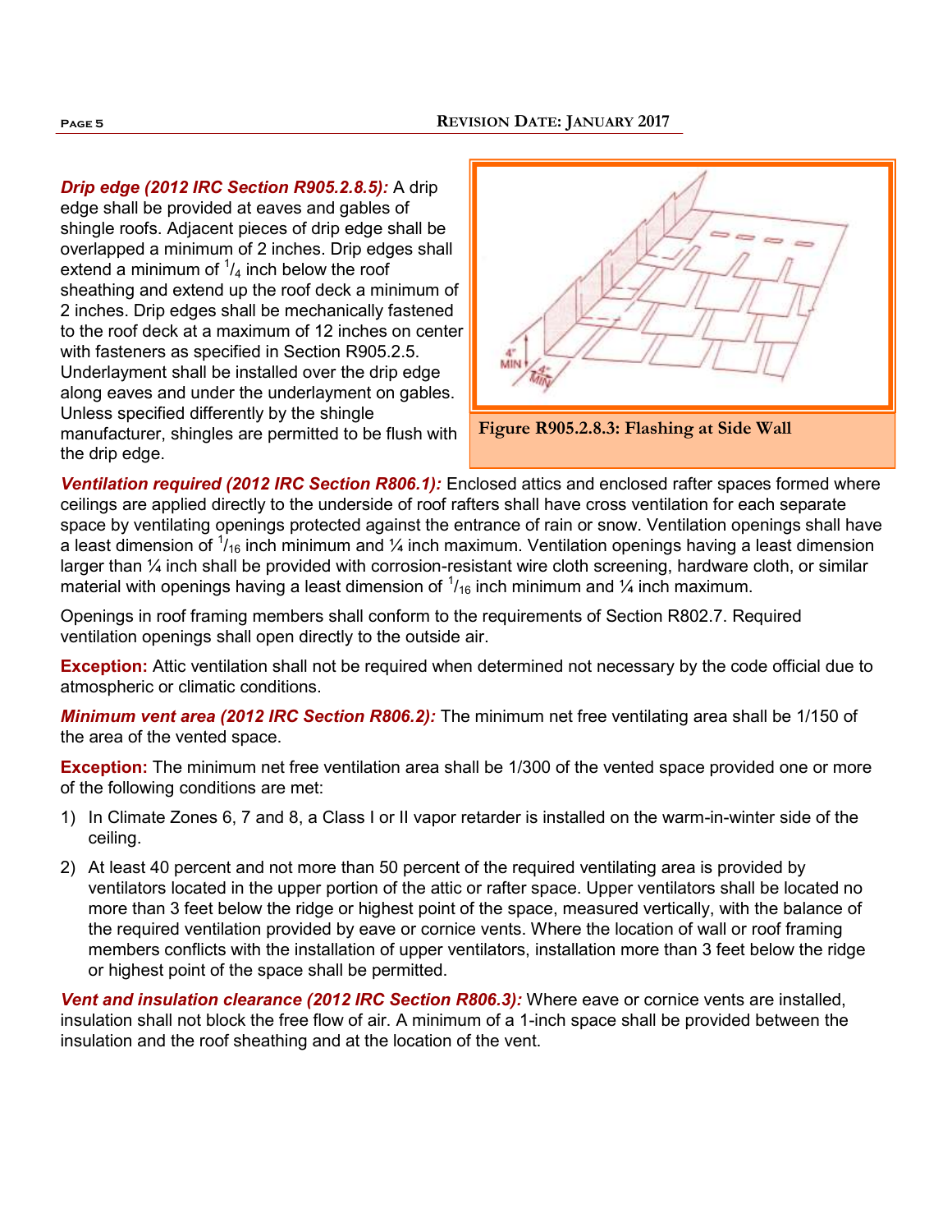***Drip edge (2012 IRC Section R905.2.8.5):*** A drip edge shall be provided at eaves and gables of shingle roofs. Adjacent pieces of drip edge shall be overlapped a minimum of 2 inches. Drip edges shall extend a minimum of $^{1}/_{4}$ inch below the roof sheathing and extend up the roof deck a minimum of 2 inches. Drip edges shall be mechanically fastened to the roof deck at a maximum of 12 inches on center with fasteners as specified in Section R905.2.5. Underlayment shall be installed over the drip edge along eaves and under the underlayment on gables. Unless specified differently by the shingle manufacturer, shingles are permitted to be flush with the drip edge.

**Figure R905.2.8.3: Flashing at Side Wall**

***Ventilation required (2012 IRC Section R806.1):*** Enclosed attics and enclosed rafter spaces formed where ceilings are applied directly to the underside of roof rafters shall have cross ventilation for each separate space by ventilating openings protected against the entrance of rain or snow. Ventilation openings shall have a least dimension of $^{1}/_{16}$ inch minimum and ¼ inch maximum. Ventilation openings having a least dimension larger than ¼ inch shall be provided with corrosion-resistant wire cloth screening, hardware cloth, or similar material with openings having a least dimension of $^{1}/_{16}$ inch minimum and ¼ inch maximum.

Openings in roof framing members shall conform to the requirements of Section R802.7. Required ventilation openings shall open directly to the outside air.

**Exception:** Attic ventilation shall not be required when determined not necessary by the code official due to atmospheric or climatic conditions.

***Minimum vent area (2012 IRC Section R806.2):*** The minimum net free ventilating area shall be 1/150 of the area of the vented space.

**Exception:** The minimum net free ventilation area shall be 1/300 of the vented space provided one or more of the following conditions are met:

1) In Climate Zones 6, 7 and 8, a Class I or II vapor retarder is installed on the warm-in-winter side of the ceiling.
2) At least 40 percent and not more than 50 percent of the required ventilating area is provided by ventilators located in the upper portion of the attic or rafter space. Upper ventilators shall be located no more than 3 feet below the ridge or highest point of the space, measured vertically, with the balance of the required ventilation provided by eave or cornice vents. Where the location of wall or roof framing members conflicts with the installation of upper ventilators, installation more than 3 feet below the ridge or highest point of the space shall be permitted.

***Vent and insulation clearance (2012 IRC Section R806.3):*** Where eave or cornice vents are installed, insulation shall not block the free flow of air. A minimum of a 1-inch space shall be provided between the insulation and the roof sheathing and at the location of the vent.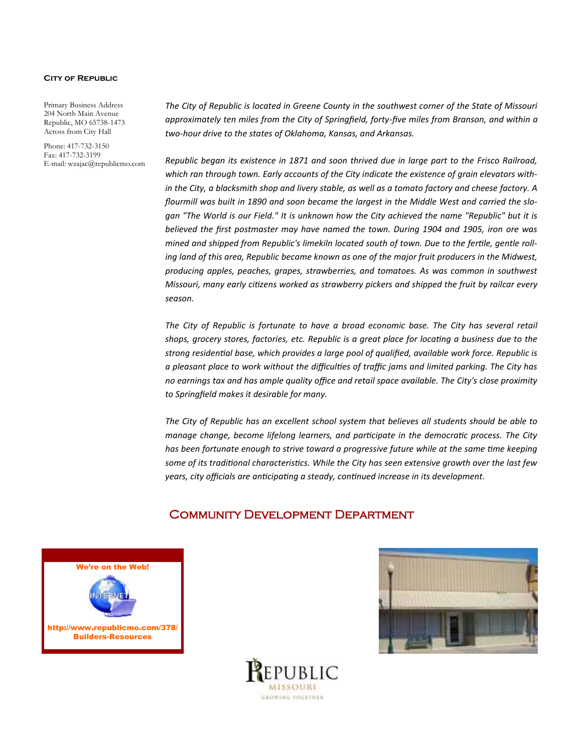## City of Republic

Primary Business Address
204 North Main Avenue
Republic, MO 65738-1473
Across from City Hall

Phone: 417-732-3150
Fax: 417-732-3199
E-mail: wzajac@republicmo.com

*The City of Republic is located in Greene County in the southwest corner of the State of Missouri approximately ten miles from the City of Springfield, forty-five miles from Branson, and within a two-hour drive to the states of Oklahoma, Kansas, and Arkansas.*

*Republic began its existence in 1871 and soon thrived due in large part to the Frisco Railroad, which ran through town. Early accounts of the City indicate the existence of grain elevators within the City, a blacksmith shop and livery stable, as well as a tomato factory and cheese factory. A flourmill was built in 1890 and soon became the largest in the Middle West and carried the slogan "The World is our Field." It is unknown how the City achieved the name "Republic" but it is believed the first postmaster may have named the town. During 1904 and 1905, iron ore was mined and shipped from Republic's limekiln located south of town. Due to the fertile, gentle rolling land of this area, Republic became known as one of the major fruit producers in the Midwest, producing apples, peaches, grapes, strawberries, and tomatoes. As was common in southwest Missouri, many early citizens worked as strawberry pickers and shipped the fruit by railcar every season.*

*The City of Republic is fortunate to have a broad economic base. The City has several retail shops, grocery stores, factories, etc. Republic is a great place for locating a business due to the strong residential base, which provides a large pool of qualified, available work force. Republic is a pleasant place to work without the difficulties of traffic jams and limited parking. The City has no earnings tax and has ample quality office and retail space available. The City's close proximity to Springfield makes it desirable for many.*

*The City of Republic has an excellent school system that believes all students should be able to manage change, become lifelong learners, and participate in the democratic process. The City has been fortunate enough to strive toward a progressive future while at the same time keeping some of its traditional characteristics. While the City has seen extensive growth over the last few years, city officials are anticipating a steady, continued increase in its development.*

## Community Development Department

**We're on the Web!**

**http://www.republicmo.com/378/Builders-Resources**

REPUBLIC
MISSOURI
GROWING TOGETHER